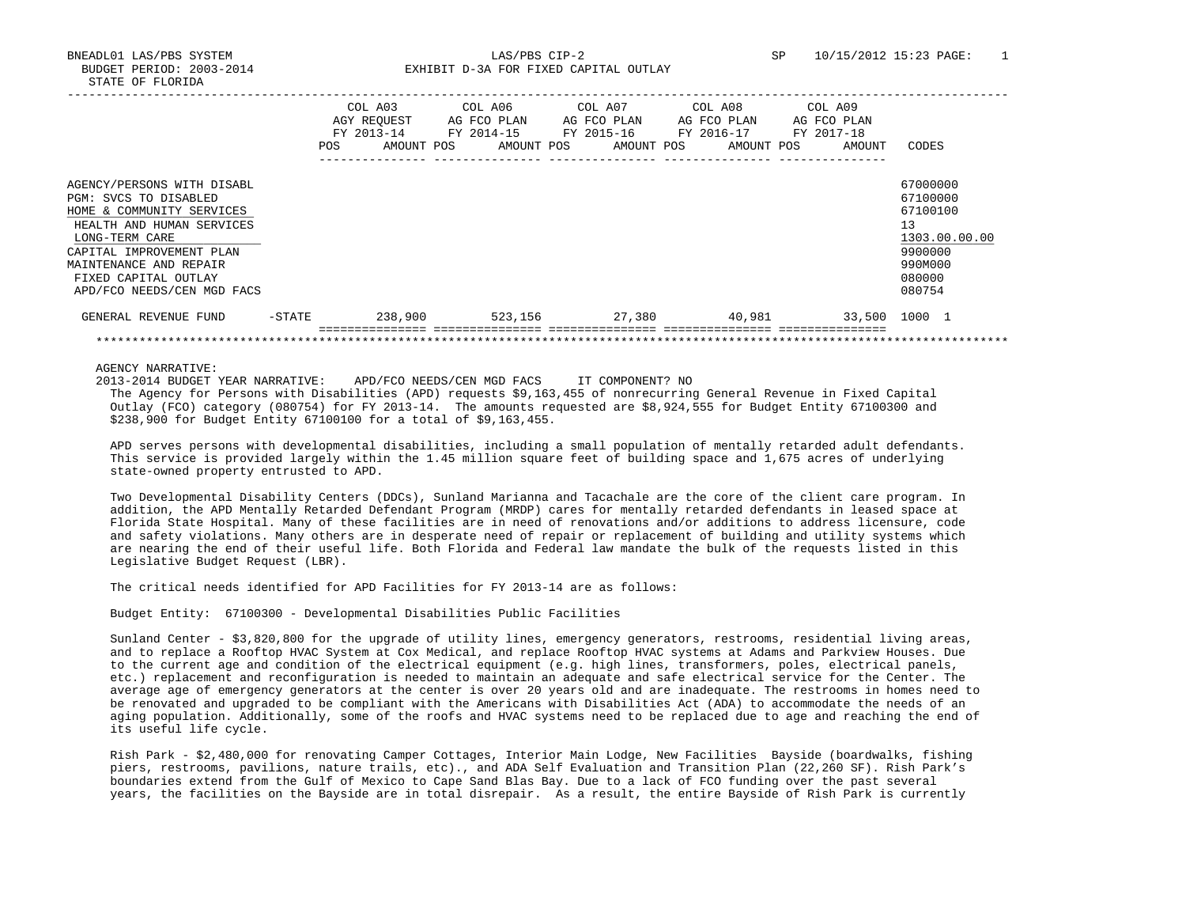BNEADL01 LAS/PBS SYSTEM  LAS/PBS CIP-2  SP 10/15/2012 15:23

BUDGET PERIOD: 2003-2014  EXHIBIT D-3A FOR FIXED CAPITAL OUTLAY

STATE OF FLORIDA

| | COL A03 AGY REQUEST FY 2013-14 POS AMOUNT | COL A06 AG FCO PLAN FY 2014-15 POS AMOUNT | COL A07 AG FCO PLAN FY 2015-16 POS AMOUNT | COL A08 AG FCO PLAN FY 2016-17 POS AMOUNT | COL A09 AG FCO PLAN FY 2017-18 POS AMOUNT | CODES |
|---|---|---|---|---|---|---|
| AGENCY/PERSONS WITH DISABL | | | | | | 67000000 |
| PGM: SVCS TO DISABLED | | | | | | 67100000 |
| HOME & COMMUNITY SERVICES | | | | | | 67100100 |
| HEALTH AND HUMAN SERVICES | | | | | | 13 |
| LONG-TERM CARE | | | | | | 1303.00.00.00 |
| CAPITAL IMPROVEMENT PLAN | | | | | | 9900000 |
| MAINTENANCE AND REPAIR | | | | | | 990M000 |
| FIXED CAPITAL OUTLAY | | | | | | 080000 |
| APD/FCO NEEDS/CEN MGD FACS | | | | | | 080754 |
| GENERAL REVENUE FUND -STATE | 238,900 | 523,156 | 27,380 | 40,981 | 33,500 | 1000 1 |

AGENCY NARRATIVE:

2013-2014 BUDGET YEAR NARRATIVE: APD/FCO NEEDS/CEN MGD FACS IT COMPONENT? NO

The Agency for Persons with Disabilities (APD) requests $9,163,455 of nonrecurring General Revenue in Fixed Capital Outlay (FCO) category (080754) for FY 2013-14. The amounts requested are $8,924,555 for Budget Entity 67100300 and $238,900 for Budget Entity 67100100 for a total of $9,163,455.

APD serves persons with developmental disabilities, including a small population of mentally retarded adult defendants. This service is provided largely within the 1.45 million square feet of building space and 1,675 acres of underlying state-owned property entrusted to APD.

Two Developmental Disability Centers (DDCs), Sunland Marianna and Tacachale are the core of the client care program. In addition, the APD Mentally Retarded Defendant Program (MRDP) cares for mentally retarded defendants in leased space at Florida State Hospital. Many of these facilities are in need of renovations and/or additions to address licensure, code and safety violations. Many others are in desperate need of repair or replacement of building and utility systems which are nearing the end of their useful life. Both Florida and Federal law mandate the bulk of the requests listed in this Legislative Budget Request (LBR).

The critical needs identified for APD Facilities for FY 2013-14 are as follows:

Budget Entity: 67100300 - Developmental Disabilities Public Facilities

Sunland Center - $3,820,800 for the upgrade of utility lines, emergency generators, restrooms, residential living areas, and to replace a Rooftop HVAC System at Cox Medical, and replace Rooftop HVAC systems at Adams and Parkview Houses. Due to the current age and condition of the electrical equipment (e.g. high lines, transformers, poles, electrical panels, etc.) replacement and reconfiguration is needed to maintain an adequate and safe electrical service for the Center. The average age of emergency generators at the center is over 20 years old and are inadequate. The restrooms in homes need to be renovated and upgraded to be compliant with the Americans with Disabilities Act (ADA) to accommodate the needs of an aging population. Additionally, some of the roofs and HVAC systems need to be replaced due to age and reaching the end of its useful life cycle.

Rish Park - $2,480,000 for renovating Camper Cottages, Interior Main Lodge, New Facilities Bayside (boardwalks, fishing piers, restrooms, pavilions, nature trails, etc)., and ADA Self Evaluation and Transition Plan (22,260 SF). Rish Park's boundaries extend from the Gulf of Mexico to Cape Sand Blas Bay. Due to a lack of FCO funding over the past several years, the facilities on the Bayside are in total disrepair. As a result, the entire Bayside of Rish Park is currently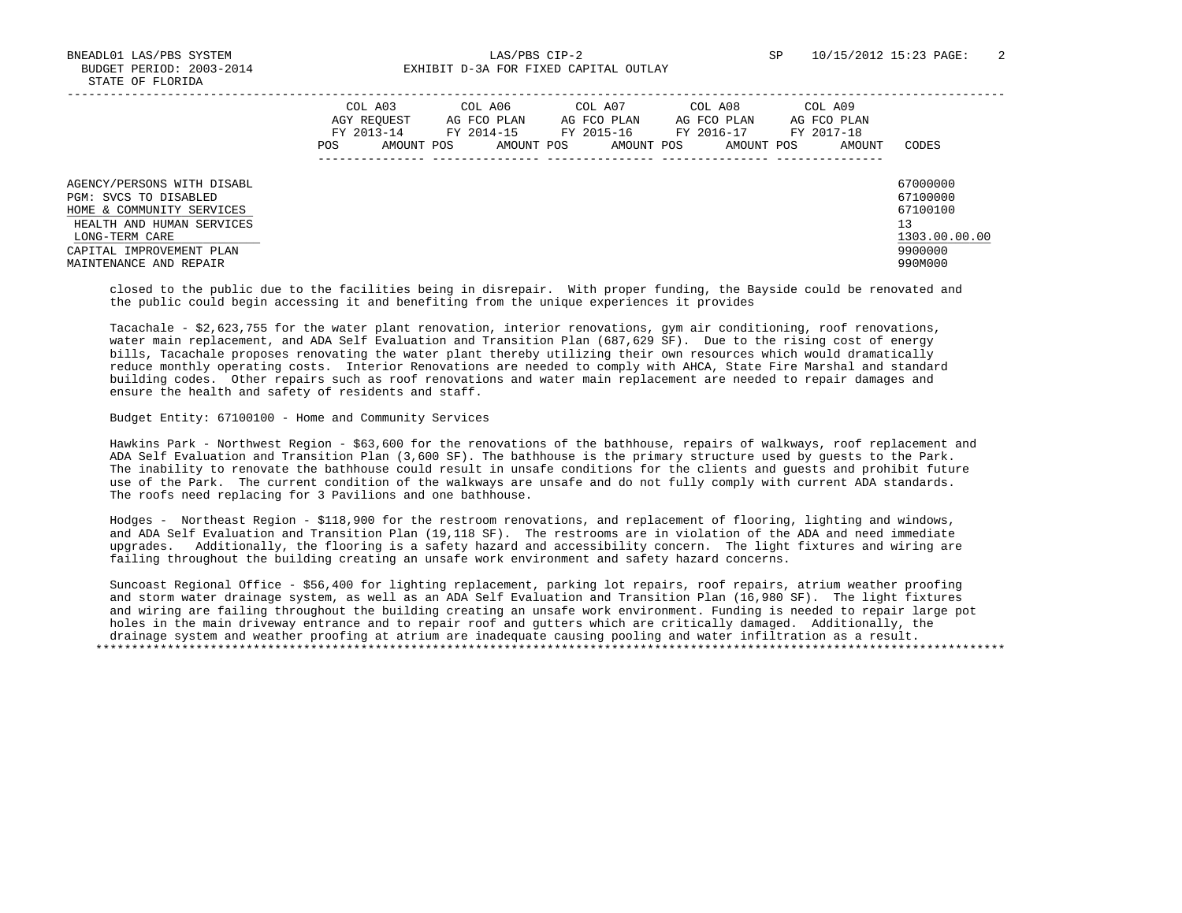| | COL A03 AGY REQUEST FY 2013-14 | | COL A06 AG FCO PLAN FY 2014-15 | | COL A07 AG FCO PLAN FY 2015-16 | | COL A08 AG FCO PLAN FY 2016-17 | | COL A09 AG FCO PLAN FY 2017-18 | | |
|---|---|---|---|---|---|---|---|---|---|---|---|
| | POS | AMOUNT | POS | AMOUNT | POS | AMOUNT | POS | AMOUNT | POS | AMOUNT | CODES |
| AGENCY/PERSONS WITH DISABL | | | | | | | | | | | 67000000 |
| PGM: SVCS TO DISABLED | | | | | | | | | | | 67100000 |
| HOME & COMMUNITY SERVICES | | | | | | | | | | | 67100100 |
| HEALTH AND HUMAN SERVICES | | | | | | | | | | | 13 |
| LONG-TERM CARE | | | | | | | | | | | 1303.00.00.00 |
| CAPITAL IMPROVEMENT PLAN | | | | | | | | | | | 9900000 |
| MAINTENANCE AND REPAIR | | | | | | | | | | | 990M000 |

closed to the public due to the facilities being in disrepair. With proper funding, the Bayside could be renovated and the public could begin accessing it and benefiting from the unique experiences it provides

Tacachale - $2,623,755 for the water plant renovation, interior renovations, gym air conditioning, roof renovations, water main replacement, and ADA Self Evaluation and Transition Plan (687,629 SF). Due to the rising cost of energy bills, Tacachale proposes renovating the water plant thereby utilizing their own resources which would dramatically reduce monthly operating costs. Interior Renovations are needed to comply with AHCA, State Fire Marshal and standard building codes. Other repairs such as roof renovations and water main replacement are needed to repair damages and ensure the health and safety of residents and staff.

Budget Entity: 67100100 - Home and Community Services

Hawkins Park - Northwest Region - $63,600 for the renovations of the bathhouse, repairs of walkways, roof replacement and ADA Self Evaluation and Transition Plan (3,600 SF). The bathhouse is the primary structure used by guests to the Park. The inability to renovate the bathhouse could result in unsafe conditions for the clients and guests and prohibit future use of the Park. The current condition of the walkways are unsafe and do not fully comply with current ADA standards. The roofs need replacing for 3 Pavilions and one bathhouse.

Hodges - Northeast Region - $118,900 for the restroom renovations, and replacement of flooring, lighting and windows, and ADA Self Evaluation and Transition Plan (19,118 SF). The restrooms are in violation of the ADA and need immediate upgrades. Additionally, the flooring is a safety hazard and accessibility concern. The light fixtures and wiring are failing throughout the building creating an unsafe work environment and safety hazard concerns.

Suncoast Regional Office - $56,400 for lighting replacement, parking lot repairs, roof repairs, atrium weather proofing and storm water drainage system, as well as an ADA Self Evaluation and Transition Plan (16,980 SF). The light fixtures and wiring are failing throughout the building creating an unsafe work environment. Funding is needed to repair large pot holes in the main driveway entrance and to repair roof and gutters which are critically damaged. Additionally, the drainage system and weather proofing at atrium are inadequate causing pooling and water infiltration as a result.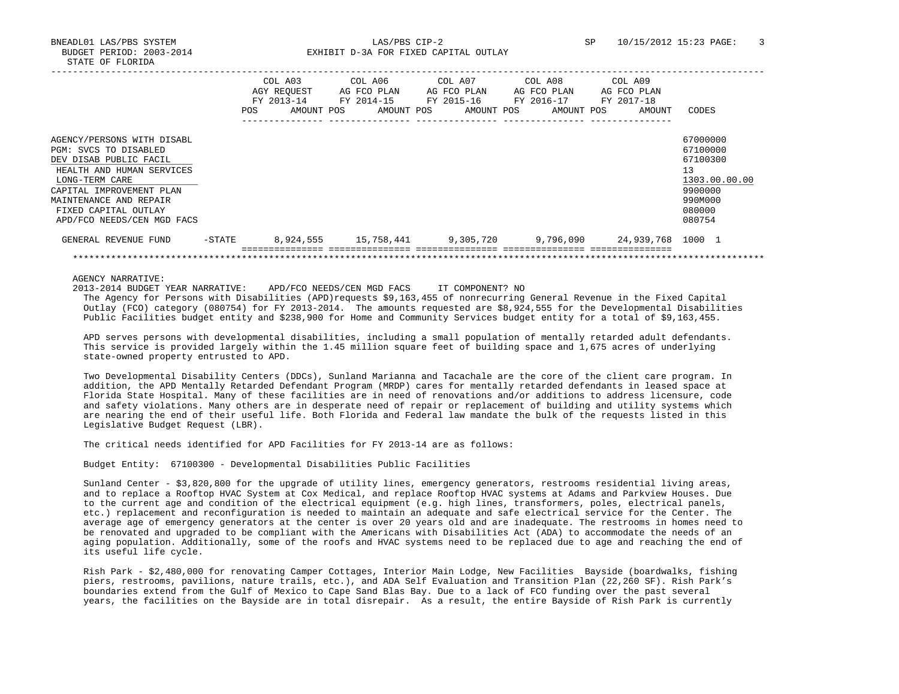STATE OF FLORIDA

EXHIBIT D-3A FOR FIXED CAPITAL OUTLAY

BUDGET PERIOD: 2003-2014

| | | COL A03 AGY REQUEST FY 2013-14 AMOUNT | COL A06 AG FCO PLAN FY 2014-15 AMOUNT | COL A07 AG FCO PLAN FY 2015-16 AMOUNT | COL A08 AG FCO PLAN FY 2016-17 AMOUNT | COL A09 AG FCO PLAN FY 2017-18 AMOUNT | CODES |
|---|---|---|---|---|---|---|---|
| AGENCY/PERSONS WITH DISABL | | | | | | | 67000000 |
| PGM: SVCS TO DISABLED | | | | | | | 67100000 |
| DEV DISAB PUBLIC FACIL | | | | | | | 67100300 |
| HEALTH AND HUMAN SERVICES | | | | | | | 13 |
| LONG-TERM CARE | | | | | | | 1303.00.00.00 |
| CAPITAL IMPROVEMENT PLAN | | | | | | | 9900000 |
| MAINTENANCE AND REPAIR | | | | | | | 990M000 |
| FIXED CAPITAL OUTLAY | | | | | | | 080000 |
| APD/FCO NEEDS/CEN MGD FACS | | | | | | | 080754 |
| GENERAL REVENUE FUND | -STATE | 8,924,555 | 15,758,441 | 9,305,720 | 9,796,090 | 24,939,768 | 1000 1 |

AGENCY NARRATIVE:

2013-2014 BUDGET YEAR NARRATIVE: APD/FCO NEEDS/CEN MGD FACS IT COMPONENT? NO

The Agency for Persons with Disabilities (APD)requests $9,163,455 of nonrecurring General Revenue in the Fixed Capital Outlay (FCO) category (080754) for FY 2013-2014. The amounts requested are $8,924,555 for the Developmental Disabilities Public Facilities budget entity and $238,900 for Home and Community Services budget entity for a total of $9,163,455.

APD serves persons with developmental disabilities, including a small population of mentally retarded adult defendants. This service is provided largely within the 1.45 million square feet of building space and 1,675 acres of underlying state-owned property entrusted to APD.

Two Developmental Disability Centers (DDCs), Sunland Marianna and Tacachale are the core of the client care program. In addition, the APD Mentally Retarded Defendant Program (MRDP) cares for mentally retarded defendants in leased space at Florida State Hospital. Many of these facilities are in need of renovations and/or additions to address licensure, code and safety violations. Many others are in desperate need of repair or replacement of building and utility systems which are nearing the end of their useful life. Both Florida and Federal law mandate the bulk of the requests listed in this Legislative Budget Request (LBR).

The critical needs identified for APD Facilities for FY 2013-14 are as follows:

Budget Entity: 67100300 - Developmental Disabilities Public Facilities

Sunland Center - $3,820,800 for the upgrade of utility lines, emergency generators, restrooms residential living areas, and to replace a Rooftop HVAC System at Cox Medical, and replace Rooftop HVAC systems at Adams and Parkview Houses. Due to the current age and condition of the electrical equipment (e.g. high lines, transformers, poles, electrical panels, etc.) replacement and reconfiguration is needed to maintain an adequate and safe electrical service for the Center. The average age of emergency generators at the center is over 20 years old and are inadequate. The restrooms in homes need to be renovated and upgraded to be compliant with the Americans with Disabilities Act (ADA) to accommodate the needs of an aging population. Additionally, some of the roofs and HVAC systems need to be replaced due to age and reaching the end of its useful life cycle.

Rish Park - $2,480,000 for renovating Camper Cottages, Interior Main Lodge, New Facilities Bayside (boardwalks, fishing piers, restrooms, pavilions, nature trails, etc.), and ADA Self Evaluation and Transition Plan (22,260 SF). Rish Park's boundaries extend from the Gulf of Mexico to Cape Sand Blas Bay. Due to a lack of FCO funding over the past several years, the facilities on the Bayside are in total disrepair. As a result, the entire Bayside of Rish Park is currently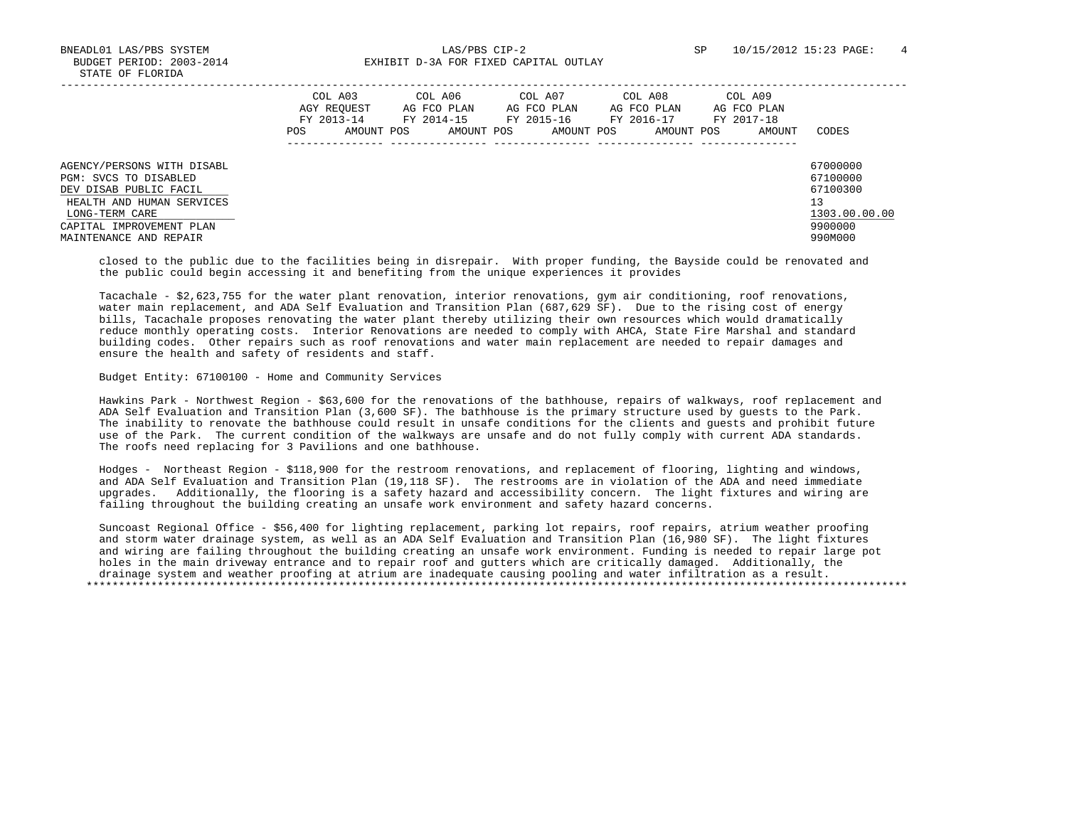| | COL A03 AGY REQUEST FY 2013-14 POS AMOUNT | COL A06 AG FCO PLAN FY 2014-15 POS AMOUNT | COL A07 AG FCO PLAN FY 2015-16 POS AMOUNT | COL A08 AG FCO PLAN FY 2016-17 POS AMOUNT | COL A09 AG FCO PLAN FY 2017-18 POS AMOUNT | CODES |
|---|---|---|---|---|---|---|
| AGENCY/PERSONS WITH DISABL | | | | | | 67000000 |
| PGM: SVCS TO DISABLED | | | | | | 67100000 |
| DEV DISAB PUBLIC FACIL | | | | | | 67100300 |
| HEALTH AND HUMAN SERVICES | | | | | | 13 |
| LONG-TERM CARE | | | | | | 1303.00.00.00 |
| CAPITAL IMPROVEMENT PLAN | | | | | | 9900000 |
| MAINTENANCE AND REPAIR | | | | | | 990M000 |

closed to the public due to the facilities being in disrepair. With proper funding, the Bayside could be renovated and the public could begin accessing it and benefiting from the unique experiences it provides

Tacachale - $2,623,755 for the water plant renovation, interior renovations, gym air conditioning, roof renovations, water main replacement, and ADA Self Evaluation and Transition Plan (687,629 SF). Due to the rising cost of energy bills, Tacachale proposes renovating the water plant thereby utilizing their own resources which would dramatically reduce monthly operating costs. Interior Renovations are needed to comply with AHCA, State Fire Marshal and standard building codes. Other repairs such as roof renovations and water main replacement are needed to repair damages and ensure the health and safety of residents and staff.

Budget Entity: 67100100 - Home and Community Services

Hawkins Park - Northwest Region - $63,600 for the renovations of the bathhouse, repairs of walkways, roof replacement and ADA Self Evaluation and Transition Plan (3,600 SF). The bathhouse is the primary structure used by guests to the Park. The inability to renovate the bathhouse could result in unsafe conditions for the clients and guests and prohibit future use of the Park. The current condition of the walkways are unsafe and do not fully comply with current ADA standards. The roofs need replacing for 3 Pavilions and one bathhouse.

Hodges - Northeast Region - $118,900 for the restroom renovations, and replacement of flooring, lighting and windows, and ADA Self Evaluation and Transition Plan (19,118 SF). The restrooms are in violation of the ADA and need immediate upgrades. Additionally, the flooring is a safety hazard and accessibility concern. The light fixtures and wiring are failing throughout the building creating an unsafe work environment and safety hazard concerns.

Suncoast Regional Office - $56,400 for lighting replacement, parking lot repairs, roof repairs, atrium weather proofing and storm water drainage system, as well as an ADA Self Evaluation and Transition Plan (16,980 SF). The light fixtures and wiring are failing throughout the building creating an unsafe work environment. Funding is needed to repair large pot holes in the main driveway entrance and to repair roof and gutters which are critically damaged. Additionally, the drainage system and weather proofing at atrium are inadequate causing pooling and water infiltration as a result.